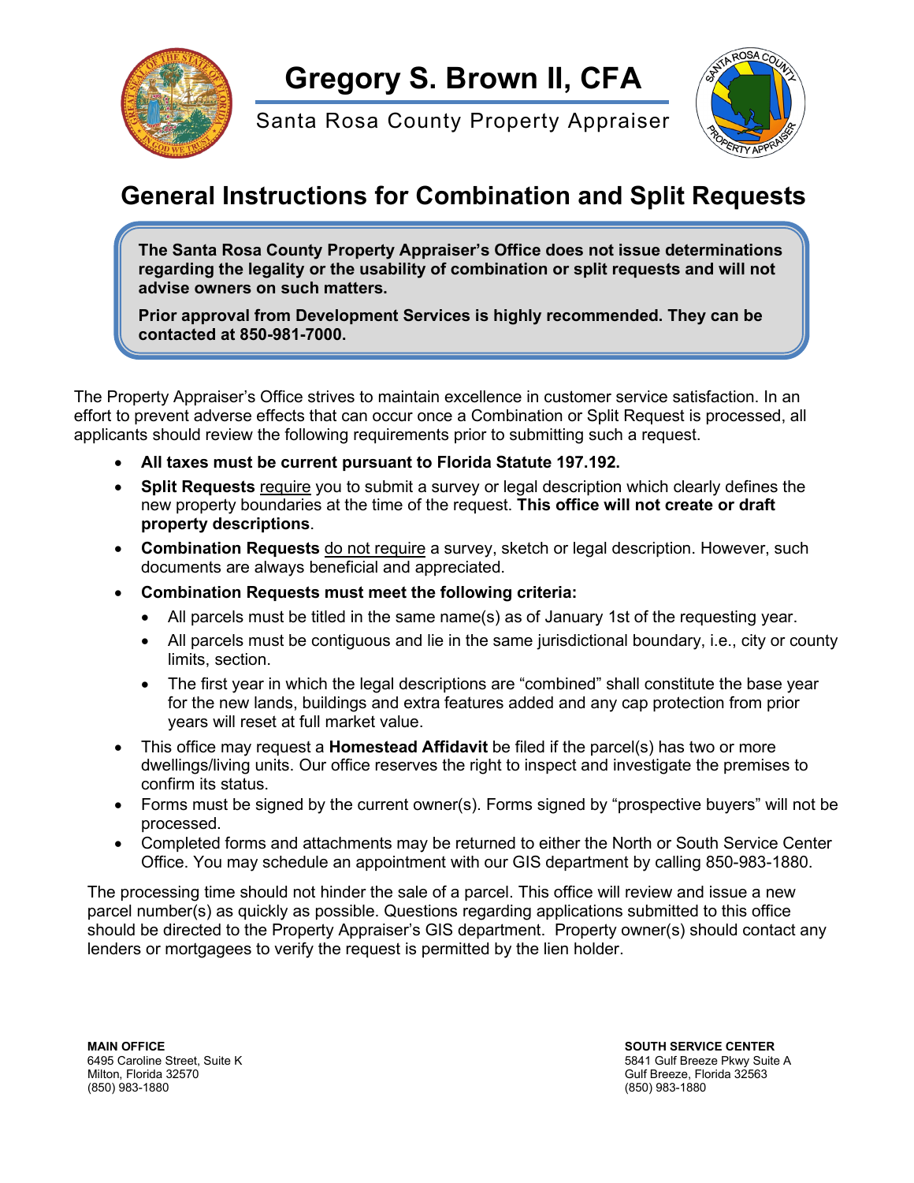# Gregory S. Brown II, CFA

Santa Rosa County Property Appraiser

## General Instructions for Combination and Split Requests

> **The Santa Rosa County Property Appraiser's Office does not issue determinations regarding the legality or the usability of combination or split requests and will not advise owners on such matters.**
>
> **Prior approval from Development Services is highly recommended. They can be contacted at 850-981-7000.**

The Property Appraiser's Office strives to maintain excellence in customer service satisfaction. In an effort to prevent adverse effects that can occur once a Combination or Split Request is processed, all applicants should review the following requirements prior to submitting such a request.

- **All taxes must be current pursuant to Florida Statute 197.192.**
- **Split Requests** require you to submit a survey or legal description which clearly defines the new property boundaries at the time of the request. **This office will not create or draft property descriptions**.
- **Combination Requests** do not require a survey, sketch or legal description. However, such documents are always beneficial and appreciated.
- **Combination Requests must meet the following criteria:**
  - All parcels must be titled in the same name(s) as of January 1st of the requesting year.
  - All parcels must be contiguous and lie in the same jurisdictional boundary, i.e., city or county limits, section.
  - The first year in which the legal descriptions are "combined" shall constitute the base year for the new lands, buildings and extra features added and any cap protection from prior years will reset at full market value.
- This office may request a **Homestead Affidavit** be filed if the parcel(s) has two or more dwellings/living units. Our office reserves the right to inspect and investigate the premises to confirm its status.
- Forms must be signed by the current owner(s). Forms signed by "prospective buyers" will not be processed.
- Completed forms and attachments may be returned to either the North or South Service Center Office. You may schedule an appointment with our GIS department by calling 850-983-1880.

The processing time should not hinder the sale of a parcel. This office will review and issue a new parcel number(s) as quickly as possible. Questions regarding applications submitted to this office should be directed to the Property Appraiser's GIS department. Property owner(s) should contact any lenders or mortgagees to verify the request is permitted by the lien holder.

**MAIN OFFICE**
6495 Caroline Street, Suite K
Milton, Florida 32570
(850) 983-1880

**SOUTH SERVICE CENTER**
5841 Gulf Breeze Pkwy Suite A
Gulf Breeze, Florida 32563
(850) 983-1880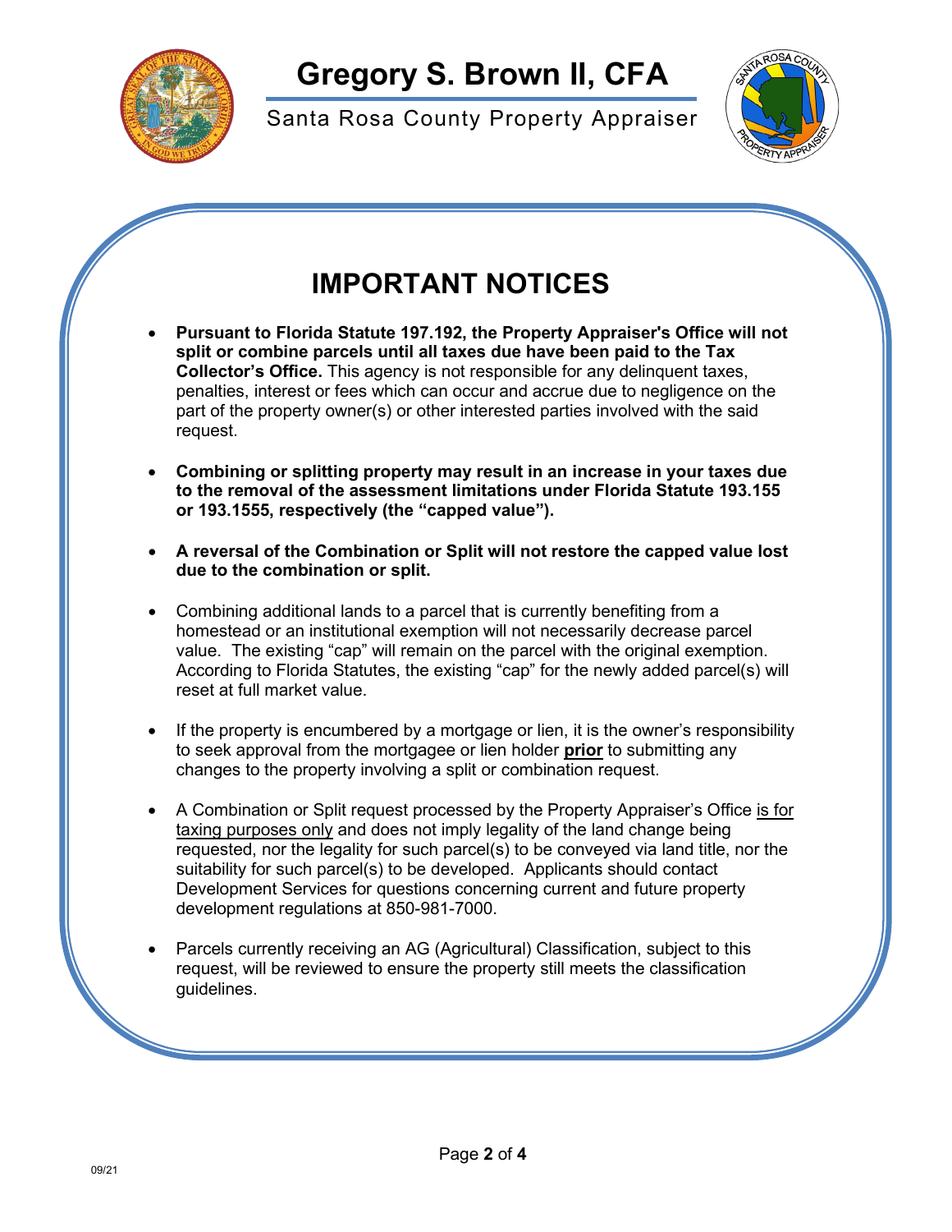# Gregory S. Brown II, CFA

Santa Rosa County Property Appraiser

## IMPORTANT NOTICES

- **Pursuant to Florida Statute 197.192, the Property Appraiser's Office will not split or combine parcels until all taxes due have been paid to the Tax Collector's Office.** This agency is not responsible for any delinquent taxes, penalties, interest or fees which can occur and accrue due to negligence on the part of the property owner(s) or other interested parties involved with the said request.

- **Combining or splitting property may result in an increase in your taxes due to the removal of the assessment limitations under Florida Statute 193.155 or 193.1555, respectively (the "capped value").**

- **A reversal of the Combination or Split will not restore the capped value lost due to the combination or split.**

- Combining additional lands to a parcel that is currently benefiting from a homestead or an institutional exemption will not necessarily decrease parcel value. The existing "cap" will remain on the parcel with the original exemption. According to Florida Statutes, the existing "cap" for the newly added parcel(s) will reset at full market value.

- If the property is encumbered by a mortgage or lien, it is the owner's responsibility to seek approval from the mortgagee or lien holder **prior** to submitting any changes to the property involving a split or combination request.

- A Combination or Split request processed by the Property Appraiser's Office is for taxing purposes only and does not imply legality of the land change being requested, nor the legality for such parcel(s) to be conveyed via land title, nor the suitability for such parcel(s) to be developed. Applicants should contact Development Services for questions concerning current and future property development regulations at 850-981-7000.

- Parcels currently receiving an AG (Agricultural) Classification, subject to this request, will be reviewed to ensure the property still meets the classification guidelines.

09/21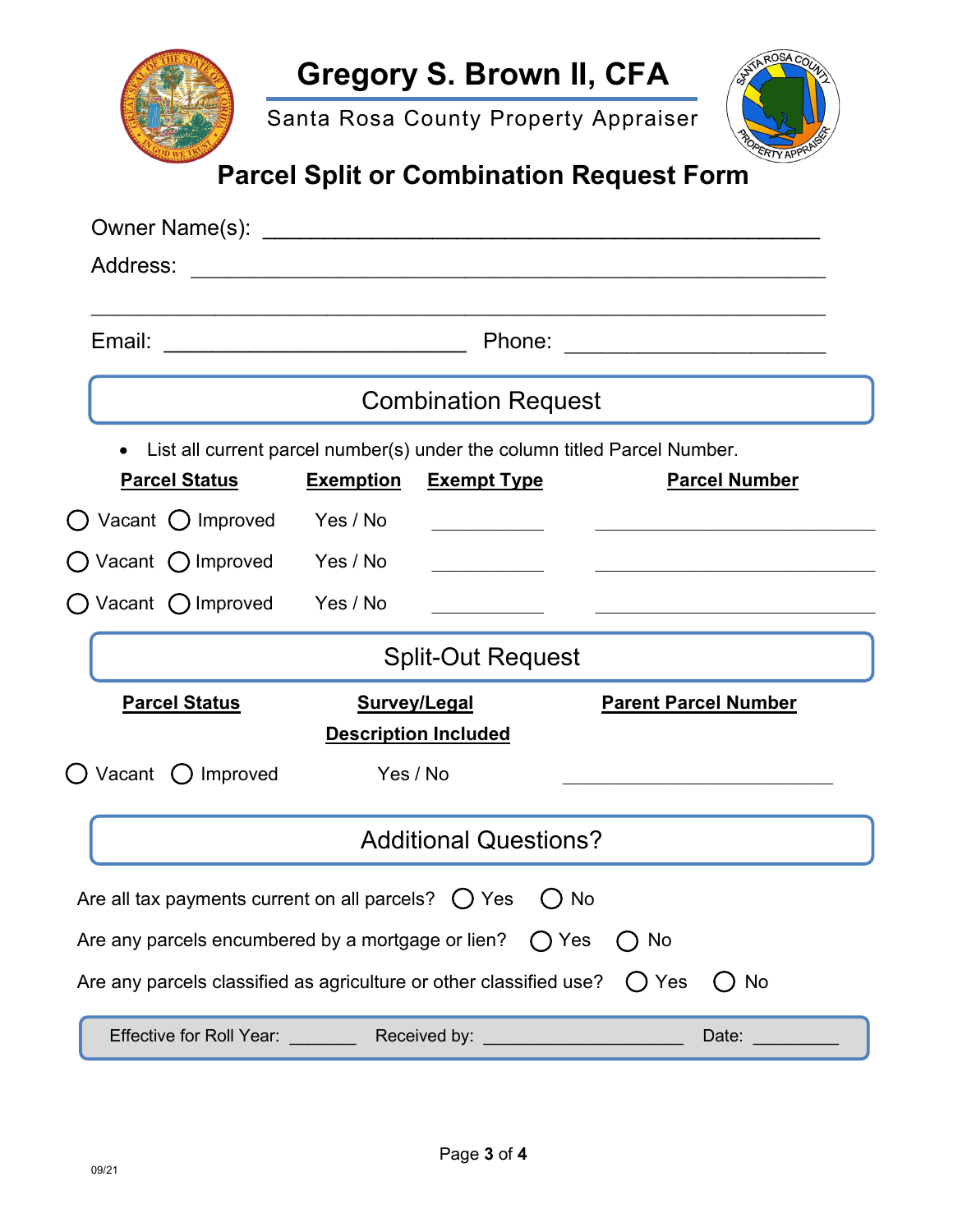# Gregory S. Brown II, CFA

Santa Rosa County Property Appraiser

## Parcel Split or Combination Request Form

Owner Name(s): ____________________________________________

Address: __________________________________________________

__________________________________________________________

Email: _________________________ Phone: _____________________

## Combination Request

- List all current parcel number(s) under the column titled Parcel Number.

| **Parcel Status** | **Exemption** | **Exempt Type** | **Parcel Number** |
|---|---|---|---|
| ◯ Vacant ◯ Improved | Yes / No | __________ | _________________________ |
| ◯ Vacant ◯ Improved | Yes / No | __________ | _________________________ |
| ◯ Vacant ◯ Improved | Yes / No | __________ | _________________________ |

## Split-Out Request

| **Parcel Status** | **Survey/Legal Description Included** | **Parent Parcel Number** |
|---|---|---|
| ◯ Vacant ◯ Improved | Yes / No | _________________________ |

## Additional Questions?

Are all tax payments current on all parcels? ◯ Yes ◯ No

Are any parcels encumbered by a mortgage or lien? ◯ Yes ◯ No

Are any parcels classified as agriculture or other classified use? ◯ Yes ◯ No

Effective for Roll Year: _______ Received by: ____________________ Date: _________

09/21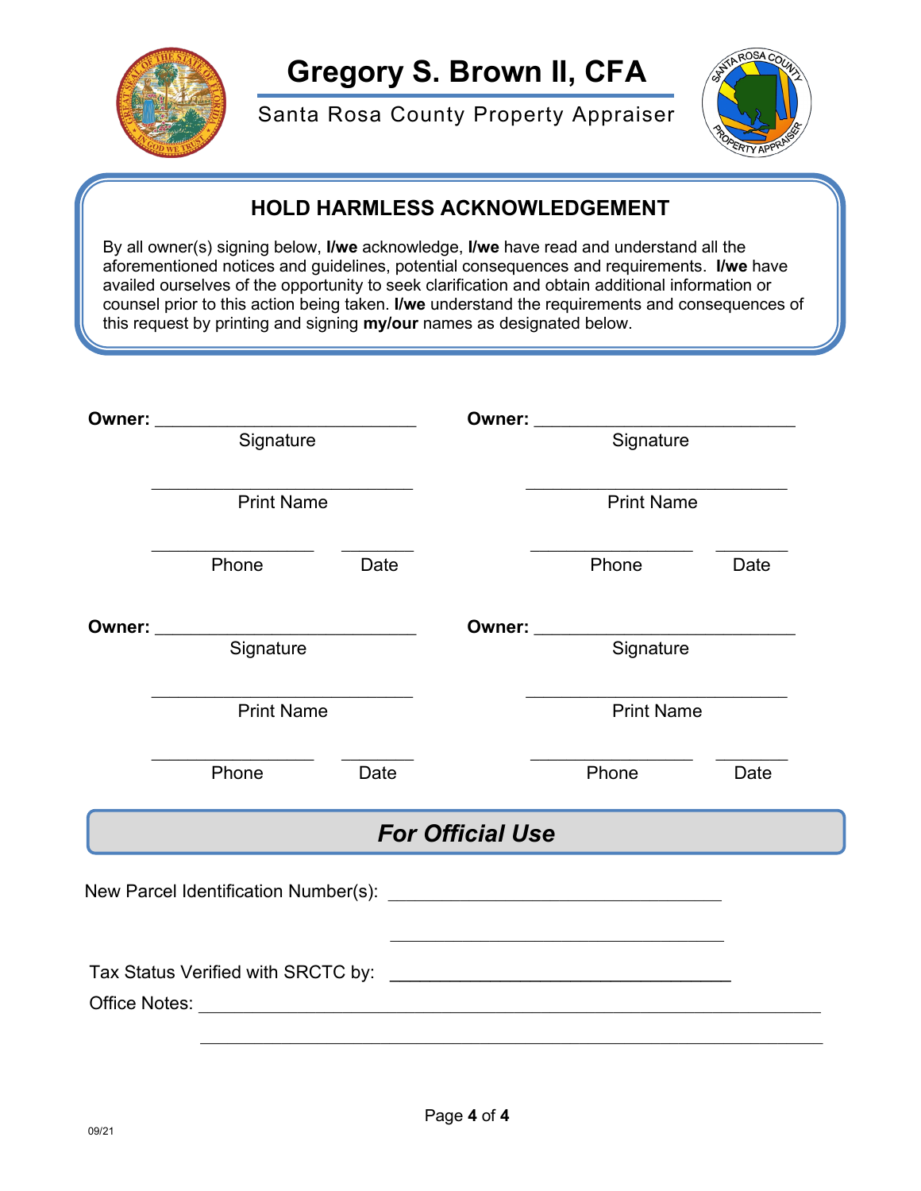# Gregory S. Brown II, CFA

Santa Rosa County Property Appraiser

## HOLD HARMLESS ACKNOWLEDGEMENT

By all owner(s) signing below, **I/we** acknowledge, **I/we** have read and understand all the aforementioned notices and guidelines, potential consequences and requirements. **I/we** have availed ourselves of the opportunity to seek clarification and obtain additional information or counsel prior to this action being taken. **I/we** understand the requirements and consequences of this request by printing and signing **my/our** names as designated below.

**Owner:** ___________________________
Signature

___________________________
Print Name

________________ _______
Phone Date

**Owner:** ___________________________
Signature

___________________________
Print Name

________________ _______
Phone Date

**Owner:** ___________________________
Signature

___________________________
Print Name

________________ _______
Phone Date

**Owner:** ___________________________
Signature

___________________________
Print Name

________________ _______
Phone Date

## *For Official Use*

New Parcel Identification Number(s): ___________________________________

___________________________________

Tax Status Verified with SRCTC by: ___________________________________

Office Notes: ___________________________________________________________________

___________________________________________________________________

09/21